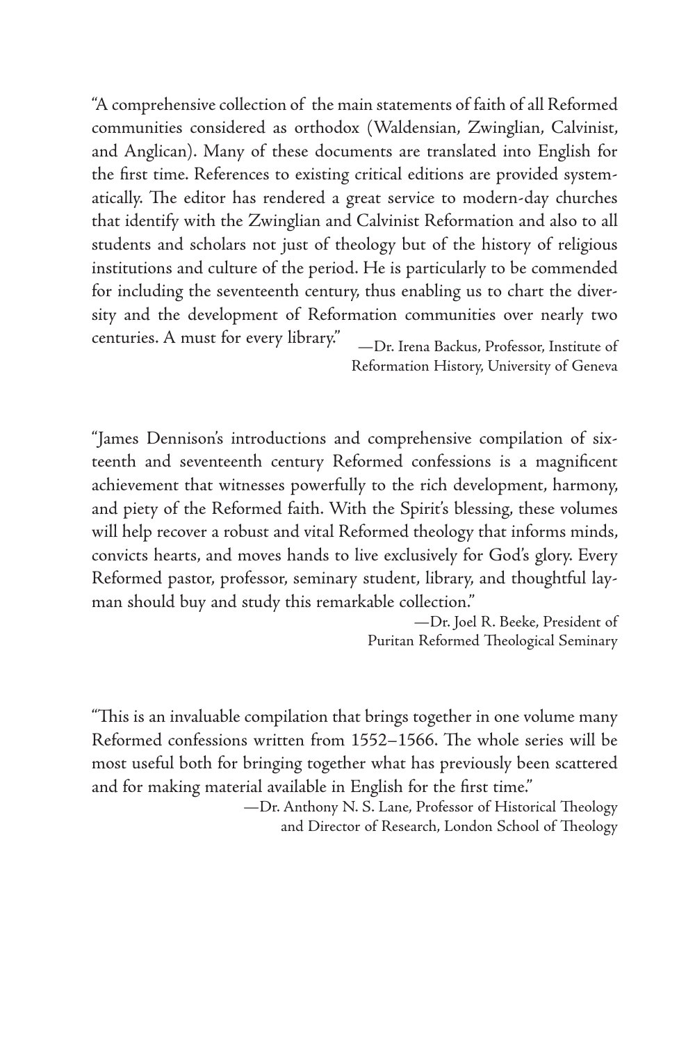"A comprehensive collection of the main statements of faith of all Reformed communities considered as orthodox (Waldensian, Zwinglian, Calvinist, and Anglican). Many of these documents are translated into English for the first time. References to existing critical editions are provided systematically. The editor has rendered a great service to modern-day churches that identify with the Zwinglian and Calvinist Reformation and also to all students and scholars not just of theology but of the history of religious institutions and culture of the period. He is particularly to be commended for including the seventeenth century, thus enabling us to chart the diversity and the development of Reformation communities over nearly two centuries. A must for every library."

—Dr. Irena Backus, Professor, Institute of Reformation History, University of Geneva

"James Dennison's introductions and comprehensive compilation of sixteenth and seventeenth century Reformed confessions is a magnificent achievement that witnesses powerfully to the rich development, harmony, and piety of the Reformed faith. With the Spirit's blessing, these volumes will help recover a robust and vital Reformed theology that informs minds, convicts hearts, and moves hands to live exclusively for God's glory. Every Reformed pastor, professor, seminary student, library, and thoughtful layman should buy and study this remarkable collection."

—Dr. Joel R. Beeke, President of Puritan Reformed Theological Seminary

"This is an invaluable compilation that brings together in one volume many Reformed confessions written from 1552–1566. The whole series will be most useful both for bringing together what has previously been scattered and for making material available in English for the first time."

—Dr. Anthony N. S. Lane, Professor of Historical Theology and Director of Research, London School of Theology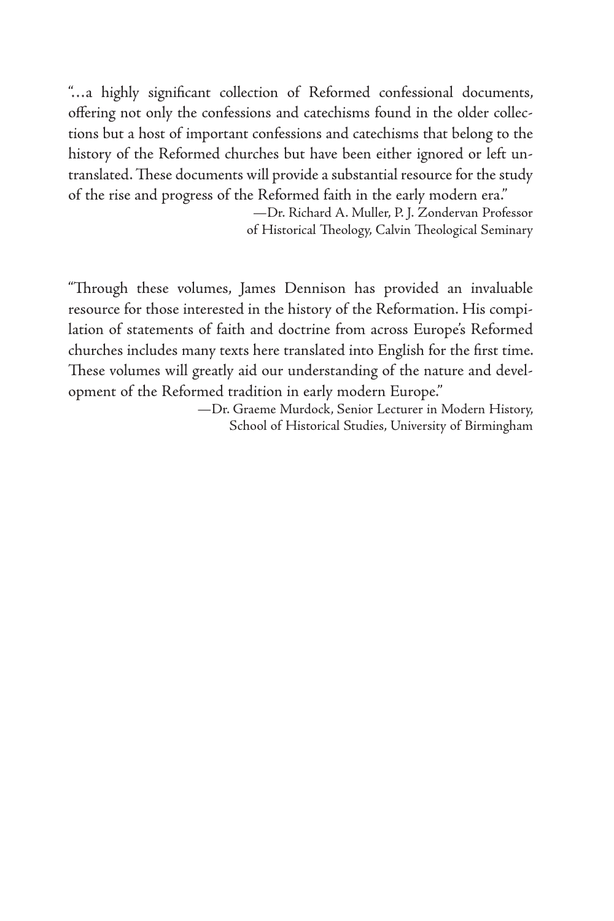"…a highly significant collection of Reformed confessional documents, offering not only the confessions and catechisms found in the older collections but a host of important confessions and catechisms that belong to the history of the Reformed churches but have been either ignored or left untranslated. These documents will provide a substantial resource for the study of the rise and progress of the Reformed faith in the early modern era."

—Dr. Richard A. Muller, P. J. Zondervan Professor of Historical Theology, Calvin Theological Seminary

"Through these volumes, James Dennison has provided an invaluable resource for those interested in the history of the Reformation. His compilation of statements of faith and doctrine from across Europe's Reformed churches includes many texts here translated into English for the first time. These volumes will greatly aid our understanding of the nature and development of the Reformed tradition in early modern Europe."

—Dr. Graeme Murdock, Senior Lecturer in Modern History, School of Historical Studies, University of Birmingham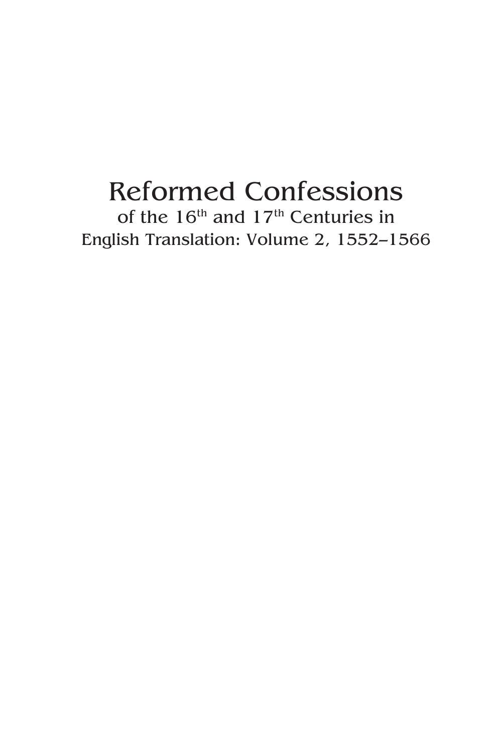# Reformed Confessions

of the 16th and 17th Centuries in English Translation: Volume 2, 1552–1566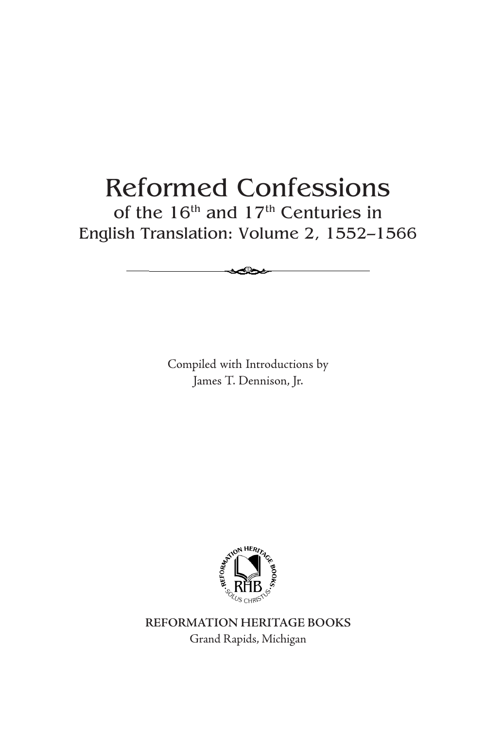# Reformed Confessions

## of the 16th and 17th Centuries in English Translation: Volume 2, 1552–1566

Compiled with Introductions by
James T. Dennison, Jr.

REFORMATION HERITAGE BOOKS
Grand Rapids, Michigan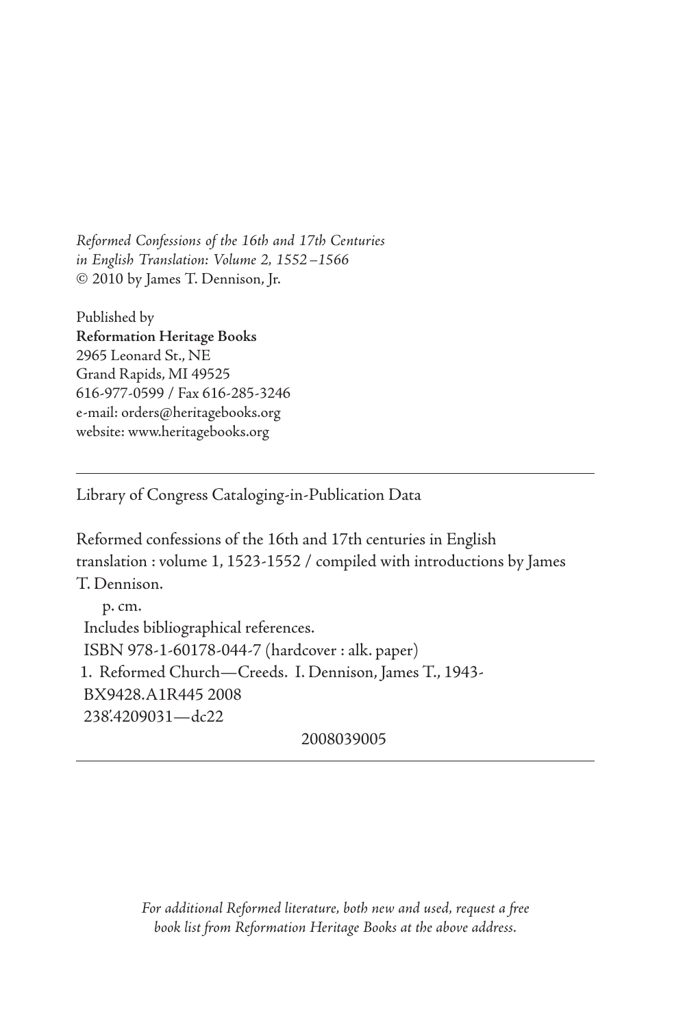*Reformed Confessions of the 16th and 17th Centuries*
*in English Translation: Volume 2, 1552–1566*
© 2010 by James T. Dennison, Jr.

Published by
**Reformation Heritage Books**
2965 Leonard St., NE
Grand Rapids, MI 49525
616-977-0599 / Fax 616-285-3246
e-mail: orders@heritagebooks.org
website: www.heritagebooks.org

---

Library of Congress Cataloging-in-Publication Data

Reformed confessions of the 16th and 17th centuries in English translation : volume 1, 1523-1552 / compiled with introductions by James T. Dennison.

p. cm.
Includes bibliographical references.
ISBN 978-1-60178-044-7 (hardcover : alk. paper)
1. Reformed Church—Creeds. I. Dennison, James T., 1943-
BX9428.A1R445 2008
238'.4209031—dc22

2008039005

---

*For additional Reformed literature, both new and used, request a free book list from Reformation Heritage Books at the above address.*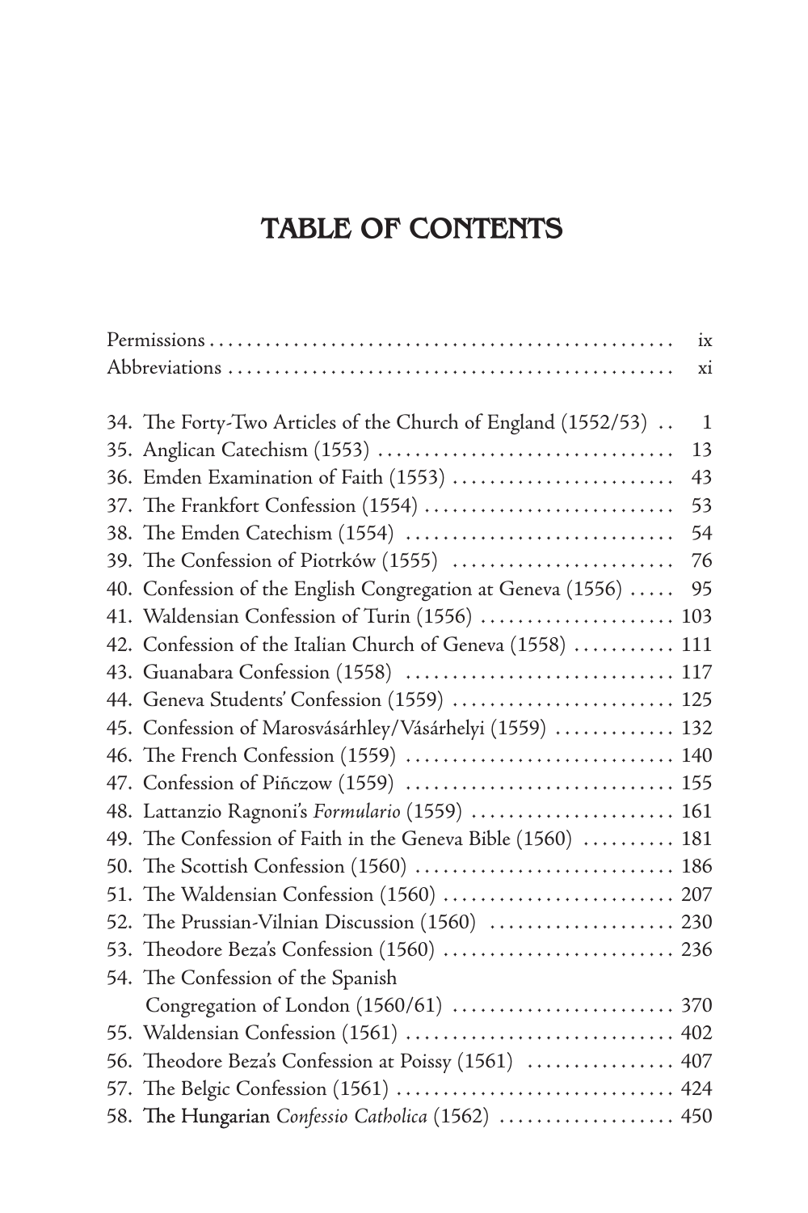# TABLE OF CONTENTS

| | |
|---|---|
| Permissions | ix |
| Abbreviations | xi |
| 34. The Forty-Two Articles of the Church of England (1552/53) | 1 |
| 35. Anglican Catechism (1553) | 13 |
| 36. Emden Examination of Faith (1553) | 43 |
| 37. The Frankfort Confession (1554) | 53 |
| 38. The Emden Catechism (1554) | 54 |
| 39. The Confession of Piotrków (1555) | 76 |
| 40. Confession of the English Congregation at Geneva (1556) | 95 |
| 41. Waldensian Confession of Turin (1556) | 103 |
| 42. Confession of the Italian Church of Geneva (1558) | 111 |
| 43. Guanabara Confession (1558) | 117 |
| 44. Geneva Students' Confession (1559) | 125 |
| 45. Confession of Marosvásárhley/Vásárhelyi (1559) | 132 |
| 46. The French Confession (1559) | 140 |
| 47. Confession of Piñczow (1559) | 155 |
| 48. Lattanzio Ragnoni's *Formulario* (1559) | 161 |
| 49. The Confession of Faith in the Geneva Bible (1560) | 181 |
| 50. The Scottish Confession (1560) | 186 |
| 51. The Waldensian Confession (1560) | 207 |
| 52. The Prussian-Vilnian Discussion (1560) | 230 |
| 53. Theodore Beza's Confession (1560) | 236 |
| 54. The Confession of the Spanish Congregation of London (1560/61) | 370 |
| 55. Waldensian Confession (1561) | 402 |
| 56. Theodore Beza's Confession at Poissy (1561) | 407 |
| 57. The Belgic Confession (1561) | 424 |
| 58. The Hungarian *Confessio Catholica* (1562) | 450 |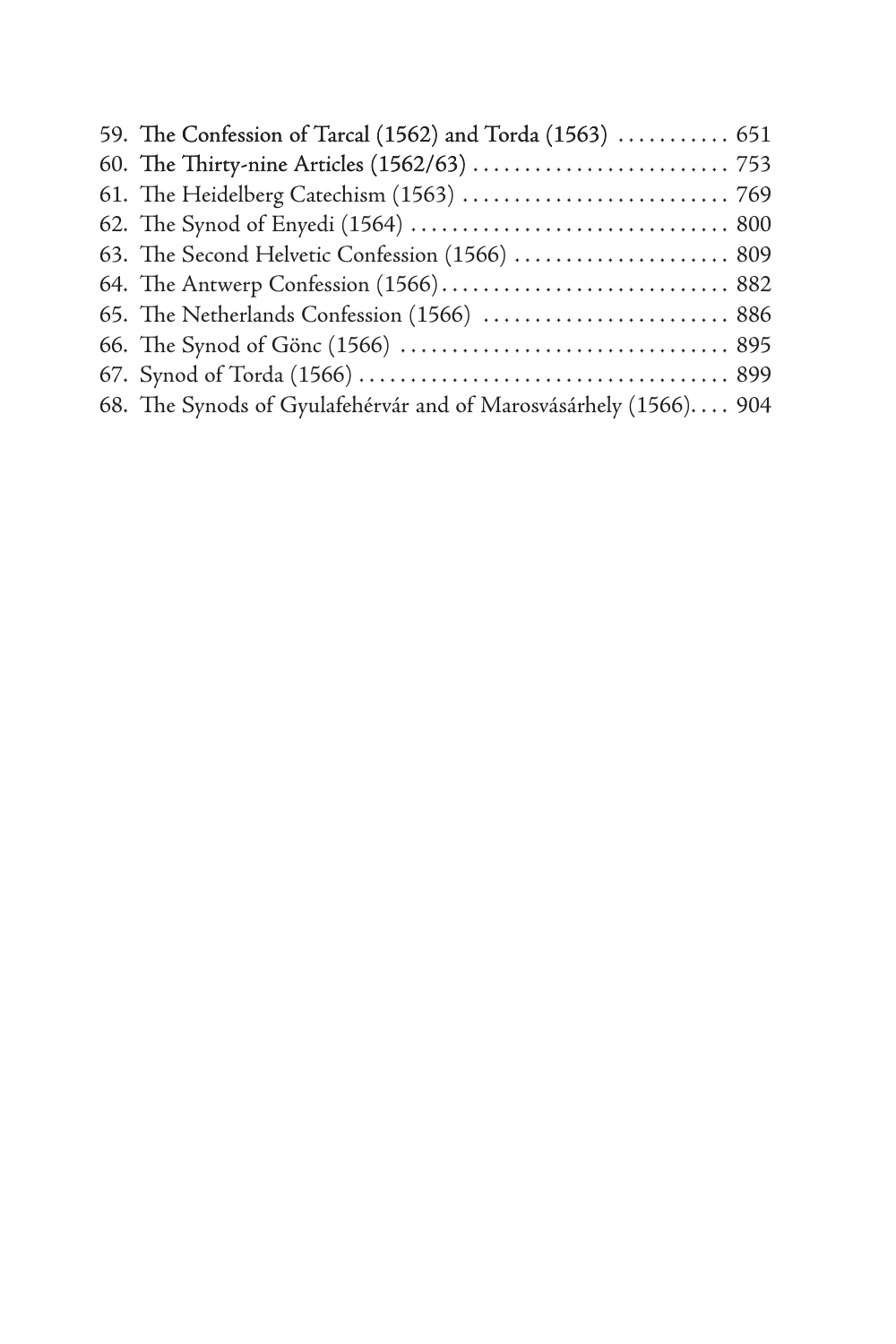59. The Confession of Tarcal (1562) and Torda (1563) . . . . . . . . . . . 651
60. The Thirty-nine Articles (1562/63) . . . . . . . . . . . . . . . . . . . . . . . . . 753
61. The Heidelberg Catechism (1563) . . . . . . . . . . . . . . . . . . . . . . . . . 769
62. The Synod of Enyedi (1564) . . . . . . . . . . . . . . . . . . . . . . . . . . . . . . . 800
63. The Second Helvetic Confession (1566) . . . . . . . . . . . . . . . . . . . . . 809
64. The Antwerp Confession (1566) . . . . . . . . . . . . . . . . . . . . . . . . . . . . 882
65. The Netherlands Confession (1566) . . . . . . . . . . . . . . . . . . . . . . . . 886
66. The Synod of Gönc (1566) . . . . . . . . . . . . . . . . . . . . . . . . . . . . . . . . 895
67. Synod of Torda (1566) . . . . . . . . . . . . . . . . . . . . . . . . . . . . . . . . . . . . 899
68. The Synods of Gyulafehérvár and of Marosvásárhely (1566). . . . 904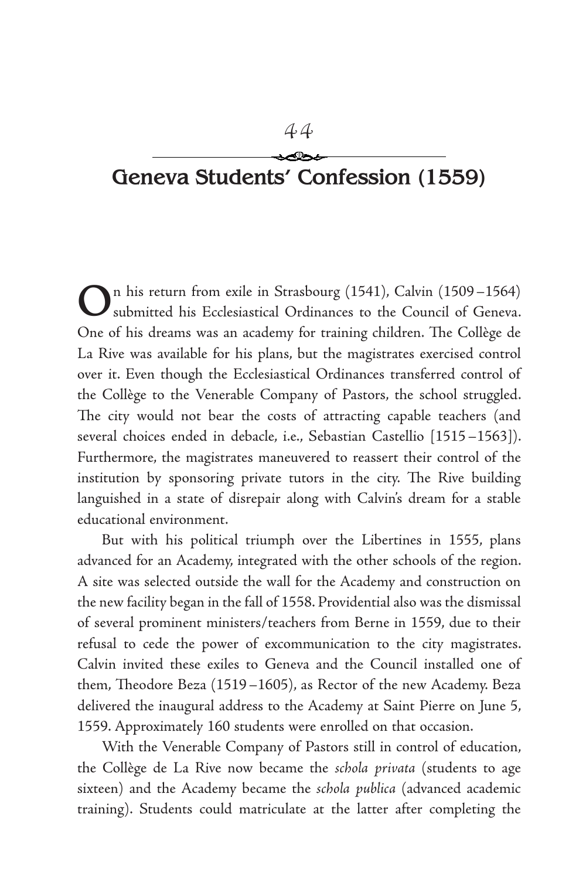# 44

## Geneva Students' Confession (1559)

On his return from exile in Strasbourg (1541), Calvin (1509–1564) submitted his Ecclesiastical Ordinances to the Council of Geneva. One of his dreams was an academy for training children. The Collège de La Rive was available for his plans, but the magistrates exercised control over it. Even though the Ecclesiastical Ordinances transferred control of the Collège to the Venerable Company of Pastors, the school struggled. The city would not bear the costs of attracting capable teachers (and several choices ended in debacle, i.e., Sebastian Castellio [1515–1563]). Furthermore, the magistrates maneuvered to reassert their control of the institution by sponsoring private tutors in the city. The Rive building languished in a state of disrepair along with Calvin's dream for a stable educational environment.

But with his political triumph over the Libertines in 1555, plans advanced for an Academy, integrated with the other schools of the region. A site was selected outside the wall for the Academy and construction on the new facility began in the fall of 1558. Providential also was the dismissal of several prominent ministers/teachers from Berne in 1559, due to their refusal to cede the power of excommunication to the city magistrates. Calvin invited these exiles to Geneva and the Council installed one of them, Theodore Beza (1519–1605), as Rector of the new Academy. Beza delivered the inaugural address to the Academy at Saint Pierre on June 5, 1559. Approximately 160 students were enrolled on that occasion.

With the Venerable Company of Pastors still in control of education, the Collège de La Rive now became the *schola privata* (students to age sixteen) and the Academy became the *schola publica* (advanced academic training). Students could matriculate at the latter after completing the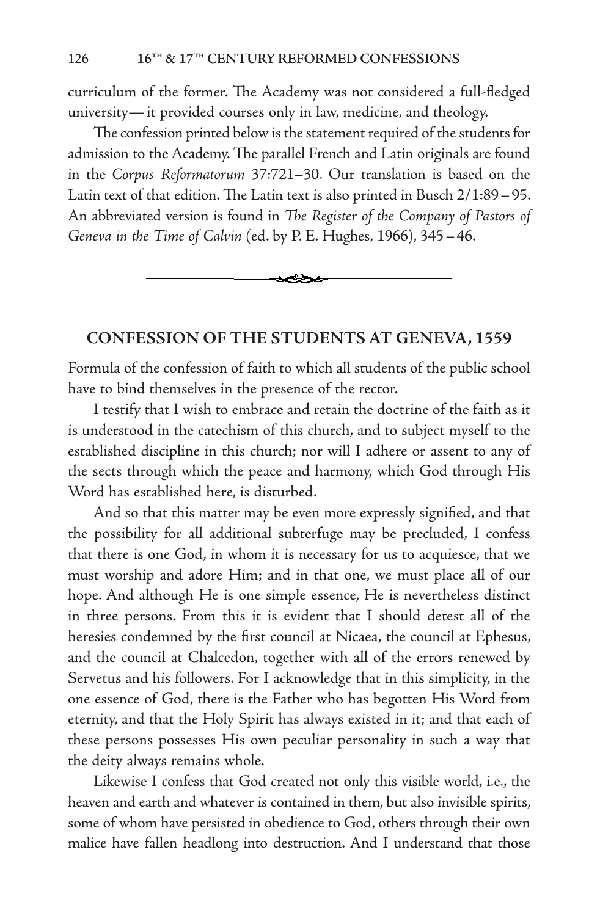curriculum of the former. The Academy was not considered a full-fledged university— it provided courses only in law, medicine, and theology.

The confession printed below is the statement required of the students for admission to the Academy. The parallel French and Latin originals are found in the *Corpus Reformatorum* 37:721–30. Our translation is based on the Latin text of that edition. The Latin text is also printed in Busch 2/1:89 – 95. An abbreviated version is found in *The Register of the Company of Pastors of Geneva in the Time of Calvin* (ed. by P. E. Hughes, 1966), 345 – 46.

---

## CONFESSION OF THE STUDENTS AT GENEVA, 1559

Formula of the confession of faith to which all students of the public school have to bind themselves in the presence of the rector.

I testify that I wish to embrace and retain the doctrine of the faith as it is understood in the catechism of this church, and to subject myself to the established discipline in this church; nor will I adhere or assent to any of the sects through which the peace and harmony, which God through His Word has established here, is disturbed.

And so that this matter may be even more expressly signified, and that the possibility for all additional subterfuge may be precluded, I confess that there is one God, in whom it is necessary for us to acquiesce, that we must worship and adore Him; and in that one, we must place all of our hope. And although He is one simple essence, He is nevertheless distinct in three persons. From this it is evident that I should detest all of the heresies condemned by the first council at Nicaea, the council at Ephesus, and the council at Chalcedon, together with all of the errors renewed by Servetus and his followers. For I acknowledge that in this simplicity, in the one essence of God, there is the Father who has begotten His Word from eternity, and that the Holy Spirit has always existed in it; and that each of these persons possesses His own peculiar personality in such a way that the deity always remains whole.

Likewise I confess that God created not only this visible world, i.e., the heaven and earth and whatever is contained in them, but also invisible spirits, some of whom have persisted in obedience to God, others through their own malice have fallen headlong into destruction. And I understand that those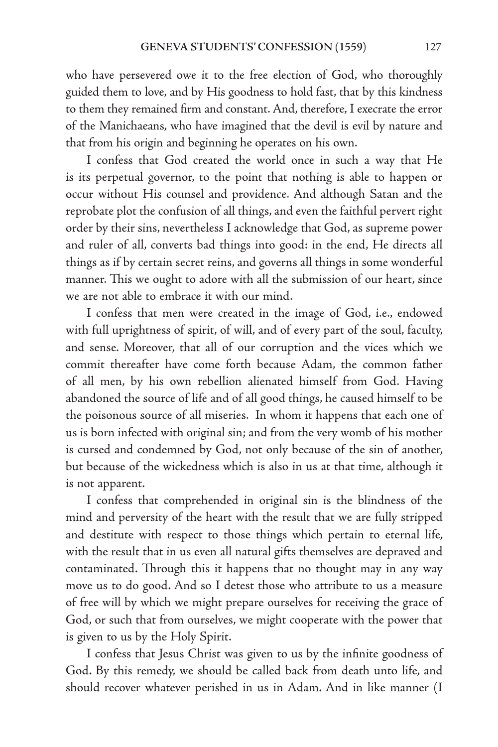who have persevered owe it to the free election of God, who thoroughly guided them to love, and by His goodness to hold fast, that by this kindness to them they remained firm and constant. And, therefore, I execrate the error of the Manichaeans, who have imagined that the devil is evil by nature and that from his origin and beginning he operates on his own.

I confess that God created the world once in such a way that He is its perpetual governor, to the point that nothing is able to happen or occur without His counsel and providence. And although Satan and the reprobate plot the confusion of all things, and even the faithful pervert right order by their sins, nevertheless I acknowledge that God, as supreme power and ruler of all, converts bad things into good: in the end, He directs all things as if by certain secret reins, and governs all things in some wonderful manner. This we ought to adore with all the submission of our heart, since we are not able to embrace it with our mind.

I confess that men were created in the image of God, i.e., endowed with full uprightness of spirit, of will, and of every part of the soul, faculty, and sense. Moreover, that all of our corruption and the vices which we commit thereafter have come forth because Adam, the common father of all men, by his own rebellion alienated himself from God. Having abandoned the source of life and of all good things, he caused himself to be the poisonous source of all miseries. In whom it happens that each one of us is born infected with original sin; and from the very womb of his mother is cursed and condemned by God, not only because of the sin of another, but because of the wickedness which is also in us at that time, although it is not apparent.

I confess that comprehended in original sin is the blindness of the mind and perversity of the heart with the result that we are fully stripped and destitute with respect to those things which pertain to eternal life, with the result that in us even all natural gifts themselves are depraved and contaminated. Through this it happens that no thought may in any way move us to do good. And so I detest those who attribute to us a measure of free will by which we might prepare ourselves for receiving the grace of God, or such that from ourselves, we might cooperate with the power that is given to us by the Holy Spirit.

I confess that Jesus Christ was given to us by the infinite goodness of God. By this remedy, we should be called back from death unto life, and should recover whatever perished in us in Adam. And in like manner (I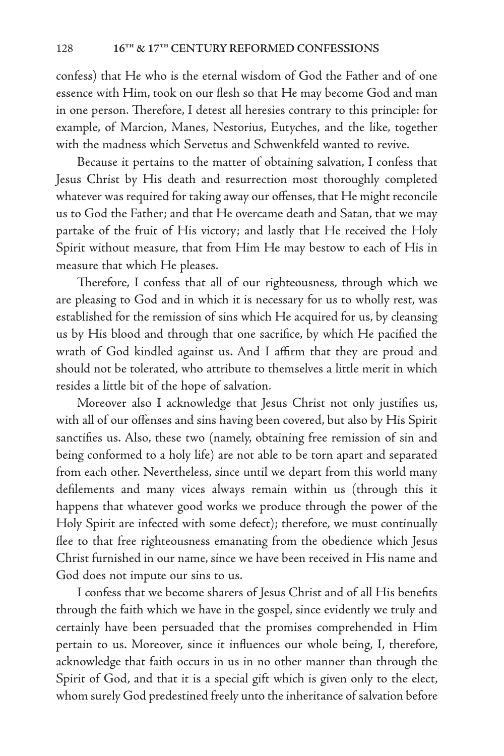confess) that He who is the eternal wisdom of God the Father and of one essence with Him, took on our flesh so that He may become God and man in one person. Therefore, I detest all heresies contrary to this principle: for example, of Marcion, Manes, Nestorius, Eutyches, and the like, together with the madness which Servetus and Schwenkfeld wanted to revive.

Because it pertains to the matter of obtaining salvation, I confess that Jesus Christ by His death and resurrection most thoroughly completed whatever was required for taking away our offenses, that He might reconcile us to God the Father; and that He overcame death and Satan, that we may partake of the fruit of His victory; and lastly that He received the Holy Spirit without measure, that from Him He may bestow to each of His in measure that which He pleases.

Therefore, I confess that all of our righteousness, through which we are pleasing to God and in which it is necessary for us to wholly rest, was established for the remission of sins which He acquired for us, by cleansing us by His blood and through that one sacrifice, by which He pacified the wrath of God kindled against us. And I affirm that they are proud and should not be tolerated, who attribute to themselves a little merit in which resides a little bit of the hope of salvation.

Moreover also I acknowledge that Jesus Christ not only justifies us, with all of our offenses and sins having been covered, but also by His Spirit sanctifies us. Also, these two (namely, obtaining free remission of sin and being conformed to a holy life) are not able to be torn apart and separated from each other. Nevertheless, since until we depart from this world many defilements and many vices always remain within us (through this it happens that whatever good works we produce through the power of the Holy Spirit are infected with some defect); therefore, we must continually flee to that free righteousness emanating from the obedience which Jesus Christ furnished in our name, since we have been received in His name and God does not impute our sins to us.

I confess that we become sharers of Jesus Christ and of all His benefits through the faith which we have in the gospel, since evidently we truly and certainly have been persuaded that the promises comprehended in Him pertain to us. Moreover, since it influences our whole being, I, therefore, acknowledge that faith occurs in us in no other manner than through the Spirit of God, and that it is a special gift which is given only to the elect, whom surely God predestined freely unto the inheritance of salvation before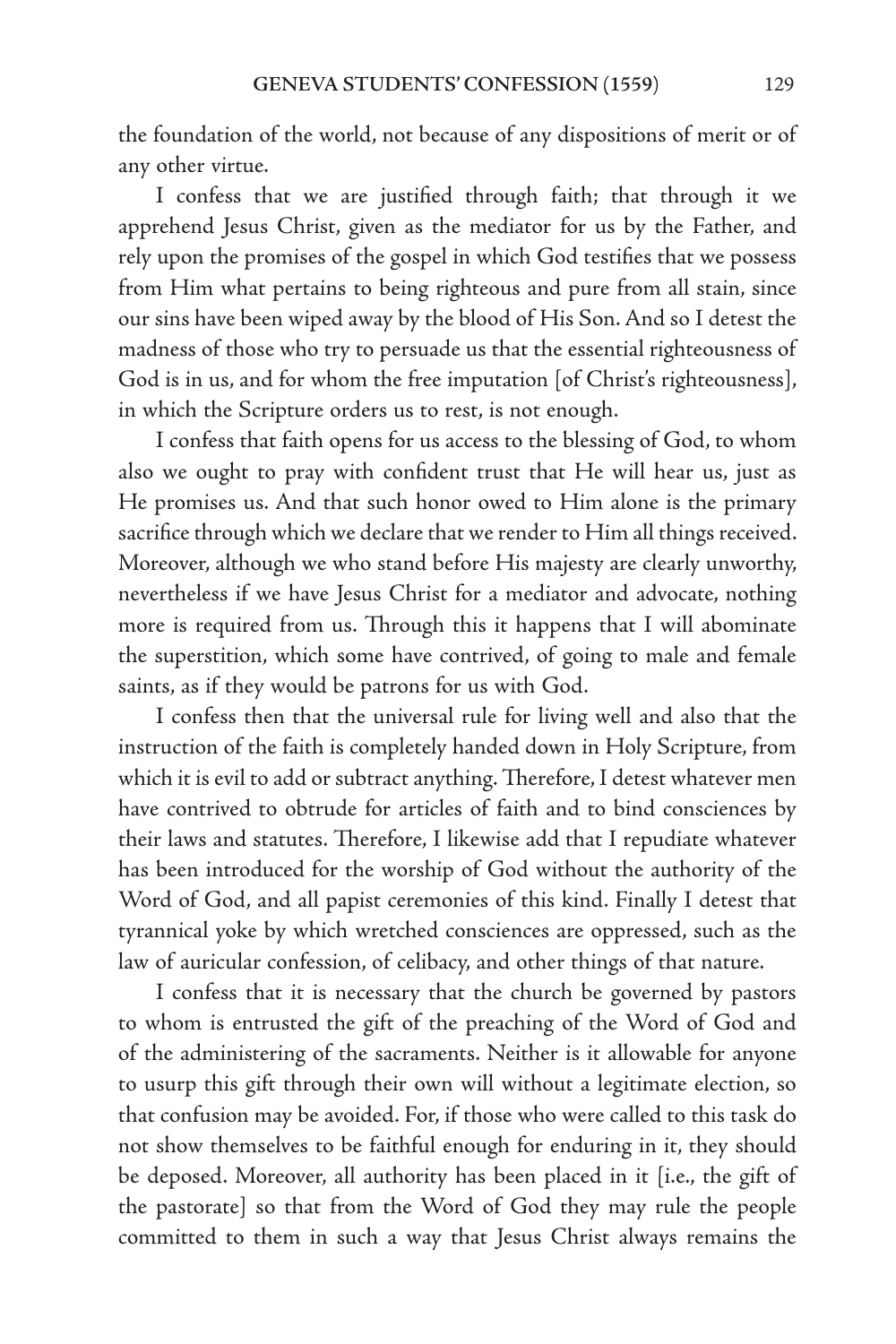the foundation of the world, not because of any dispositions of merit or of any other virtue.

I confess that we are justified through faith; that through it we apprehend Jesus Christ, given as the mediator for us by the Father, and rely upon the promises of the gospel in which God testifies that we possess from Him what pertains to being righteous and pure from all stain, since our sins have been wiped away by the blood of His Son. And so I detest the madness of those who try to persuade us that the essential righteousness of God is in us, and for whom the free imputation [of Christ's righteousness], in which the Scripture orders us to rest, is not enough.

I confess that faith opens for us access to the blessing of God, to whom also we ought to pray with confident trust that He will hear us, just as He promises us. And that such honor owed to Him alone is the primary sacrifice through which we declare that we render to Him all things received. Moreover, although we who stand before His majesty are clearly unworthy, nevertheless if we have Jesus Christ for a mediator and advocate, nothing more is required from us. Through this it happens that I will abominate the superstition, which some have contrived, of going to male and female saints, as if they would be patrons for us with God.

I confess then that the universal rule for living well and also that the instruction of the faith is completely handed down in Holy Scripture, from which it is evil to add or subtract anything. Therefore, I detest whatever men have contrived to obtrude for articles of faith and to bind consciences by their laws and statutes. Therefore, I likewise add that I repudiate whatever has been introduced for the worship of God without the authority of the Word of God, and all papist ceremonies of this kind. Finally I detest that tyrannical yoke by which wretched consciences are oppressed, such as the law of auricular confession, of celibacy, and other things of that nature.

I confess that it is necessary that the church be governed by pastors to whom is entrusted the gift of the preaching of the Word of God and of the administering of the sacraments. Neither is it allowable for anyone to usurp this gift through their own will without a legitimate election, so that confusion may be avoided. For, if those who were called to this task do not show themselves to be faithful enough for enduring in it, they should be deposed. Moreover, all authority has been placed in it [i.e., the gift of the pastorate] so that from the Word of God they may rule the people committed to them in such a way that Jesus Christ always remains the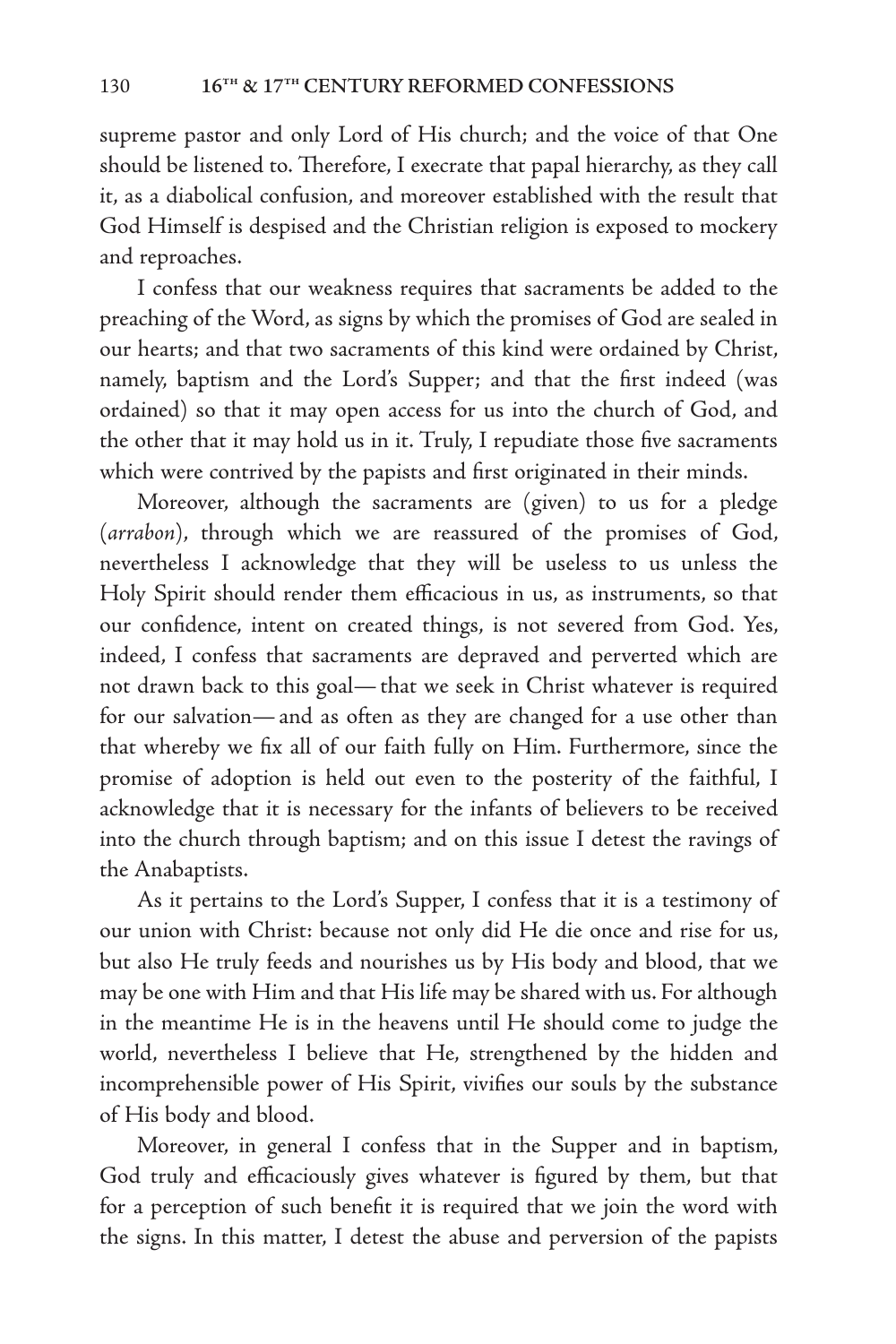supreme pastor and only Lord of His church; and the voice of that One should be listened to. Therefore, I execrate that papal hierarchy, as they call it, as a diabolical confusion, and moreover established with the result that God Himself is despised and the Christian religion is exposed to mockery and reproaches.

I confess that our weakness requires that sacraments be added to the preaching of the Word, as signs by which the promises of God are sealed in our hearts; and that two sacraments of this kind were ordained by Christ, namely, baptism and the Lord's Supper; and that the first indeed (was ordained) so that it may open access for us into the church of God, and the other that it may hold us in it. Truly, I repudiate those five sacraments which were contrived by the papists and first originated in their minds.

Moreover, although the sacraments are (given) to us for a pledge (*arrabon*), through which we are reassured of the promises of God, nevertheless I acknowledge that they will be useless to us unless the Holy Spirit should render them efficacious in us, as instruments, so that our confidence, intent on created things, is not severed from God. Yes, indeed, I confess that sacraments are depraved and perverted which are not drawn back to this goal— that we seek in Christ whatever is required for our salvation— and as often as they are changed for a use other than that whereby we fix all of our faith fully on Him. Furthermore, since the promise of adoption is held out even to the posterity of the faithful, I acknowledge that it is necessary for the infants of believers to be received into the church through baptism; and on this issue I detest the ravings of the Anabaptists.

As it pertains to the Lord's Supper, I confess that it is a testimony of our union with Christ: because not only did He die once and rise for us, but also He truly feeds and nourishes us by His body and blood, that we may be one with Him and that His life may be shared with us. For although in the meantime He is in the heavens until He should come to judge the world, nevertheless I believe that He, strengthened by the hidden and incomprehensible power of His Spirit, vivifies our souls by the substance of His body and blood.

Moreover, in general I confess that in the Supper and in baptism, God truly and efficaciously gives whatever is figured by them, but that for a perception of such benefit it is required that we join the word with the signs. In this matter, I detest the abuse and perversion of the papists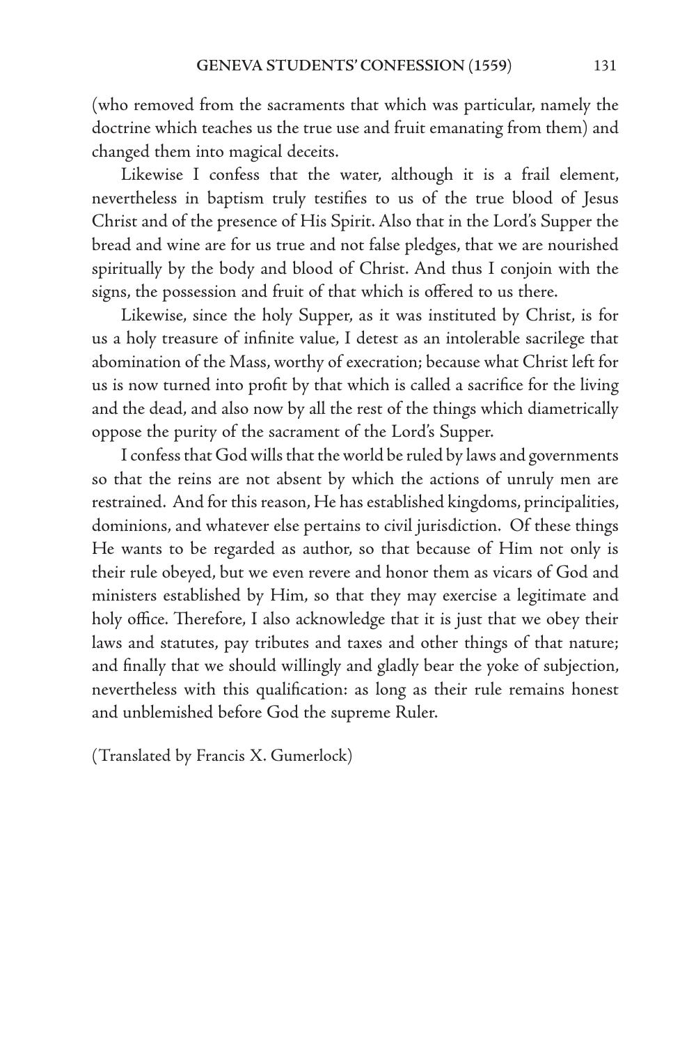(who removed from the sacraments that which was particular, namely the doctrine which teaches us the true use and fruit emanating from them) and changed them into magical deceits.

Likewise I confess that the water, although it is a frail element, nevertheless in baptism truly testifies to us of the true blood of Jesus Christ and of the presence of His Spirit. Also that in the Lord's Supper the bread and wine are for us true and not false pledges, that we are nourished spiritually by the body and blood of Christ. And thus I conjoin with the signs, the possession and fruit of that which is offered to us there.

Likewise, since the holy Supper, as it was instituted by Christ, is for us a holy treasure of infinite value, I detest as an intolerable sacrilege that abomination of the Mass, worthy of execration; because what Christ left for us is now turned into profit by that which is called a sacrifice for the living and the dead, and also now by all the rest of the things which diametrically oppose the purity of the sacrament of the Lord's Supper.

I confess that God wills that the world be ruled by laws and governments so that the reins are not absent by which the actions of unruly men are restrained. And for this reason, He has established kingdoms, principalities, dominions, and whatever else pertains to civil jurisdiction. Of these things He wants to be regarded as author, so that because of Him not only is their rule obeyed, but we even revere and honor them as vicars of God and ministers established by Him, so that they may exercise a legitimate and holy office. Therefore, I also acknowledge that it is just that we obey their laws and statutes, pay tributes and taxes and other things of that nature; and finally that we should willingly and gladly bear the yoke of subjection, nevertheless with this qualification: as long as their rule remains honest and unblemished before God the supreme Ruler.

(Translated by Francis X. Gumerlock)